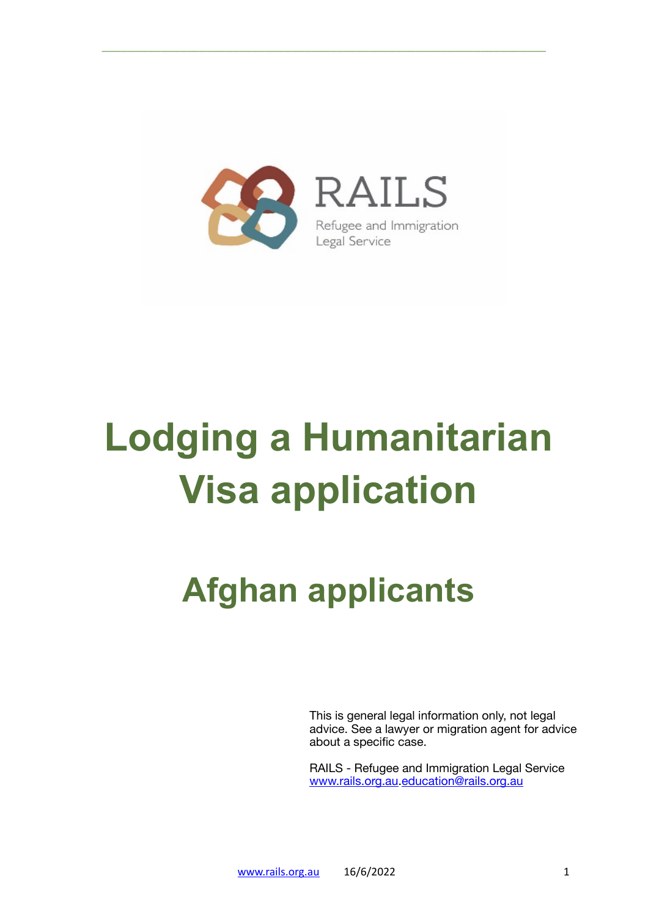RAILS

Refugee and Immigration Legal Service

# Lodging a Humanitarian Visa application

## Afghan applicants

This is general legal information only, not legal advice. See a lawyer or migration agent for advice about a specific case.

RAILS - Refugee and Immigration Legal Service
www.rails.org.au.education@rails.org.au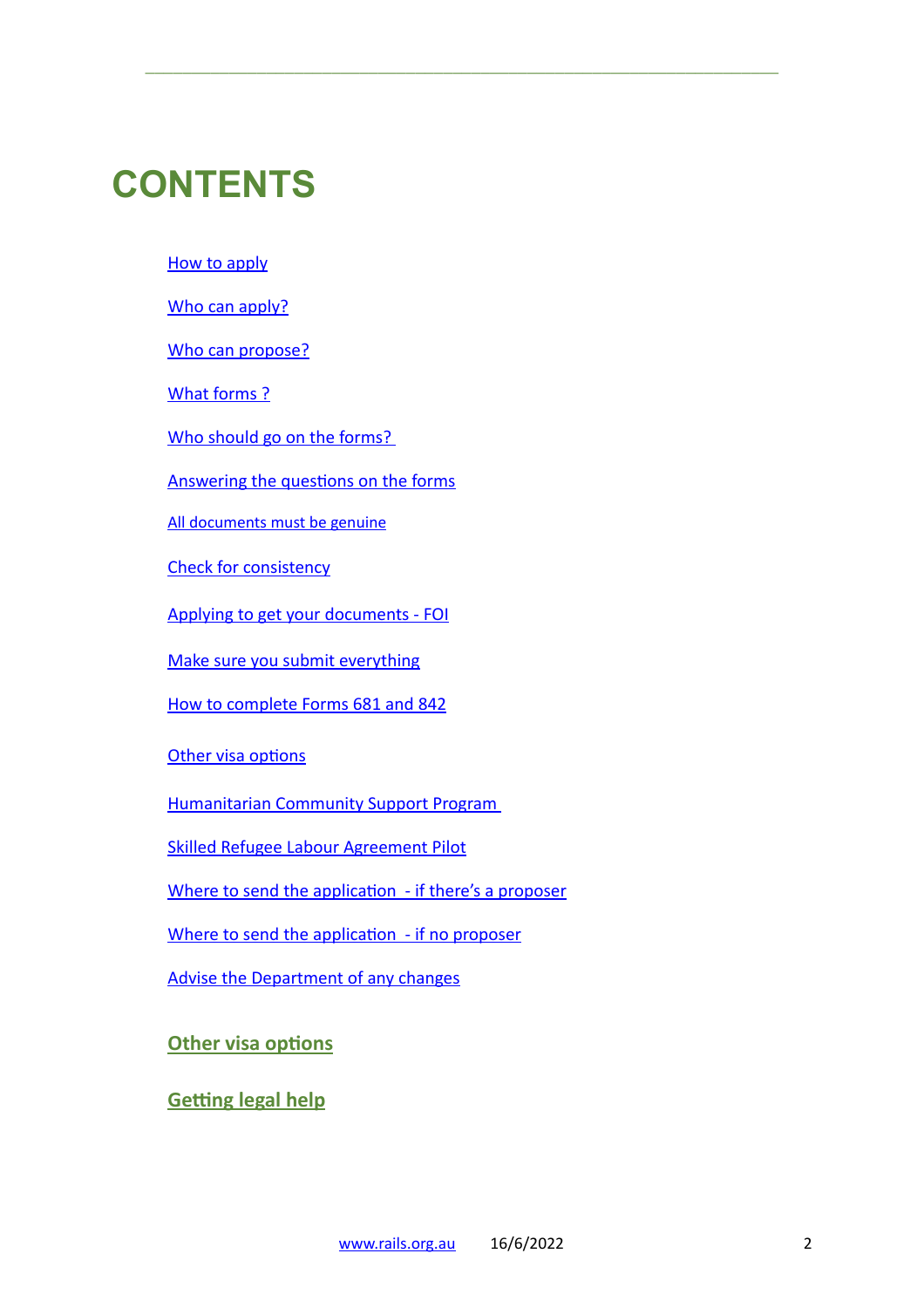# CONTENTS

How to apply

Who can apply?

Who can propose?

What forms ?

Who should go on the forms?

Answering the questions on the forms

All documents must be genuine

Check for consistency

Applying to get your documents - FOI

Make sure you submit everything

How to complete Forms 681 and 842

Other visa options

Humanitarian Community Support Program

Skilled Refugee Labour Agreement Pilot

Where to send the application - if there's a proposer

Where to send the application - if no proposer

Advise the Department of any changes

**Other visa options**

**Getting legal help**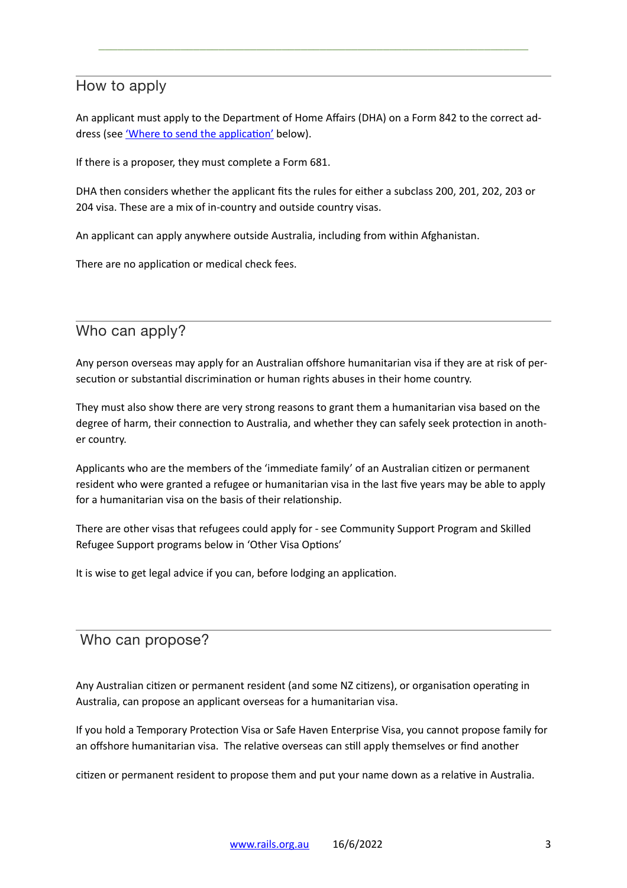## How to apply

An applicant must apply to the Department of Home Affairs (DHA) on a Form 842 to the correct address (see ['Where to send the application'](#) below).

If there is a proposer, they must complete a Form 681.

DHA then considers whether the applicant fits the rules for either a subclass 200, 201, 202, 203 or 204 visa. These are a mix of in-country and outside country visas.

An applicant can apply anywhere outside Australia, including from within Afghanistan.

There are no application or medical check fees.

## Who can apply?

Any person overseas may apply for an Australian offshore humanitarian visa if they are at risk of persecution or substantial discrimination or human rights abuses in their home country.

They must also show there are very strong reasons to grant them a humanitarian visa based on the degree of harm, their connection to Australia, and whether they can safely seek protection in another country.

Applicants who are the members of the 'immediate family' of an Australian citizen or permanent resident who were granted a refugee or humanitarian visa in the last five years may be able to apply for a humanitarian visa on the basis of their relationship.

There are other visas that refugees could apply for - see Community Support Program and Skilled Refugee Support programs below in 'Other Visa Options'

It is wise to get legal advice if you can, before lodging an application.

## Who can propose?

Any Australian citizen or permanent resident (and some NZ citizens), or organisation operating in Australia, can propose an applicant overseas for a humanitarian visa.

If you hold a Temporary Protection Visa or Safe Haven Enterprise Visa, you cannot propose family for an offshore humanitarian visa. The relative overseas can still apply themselves or find another citizen or permanent resident to propose them and put your name down as a relative in Australia.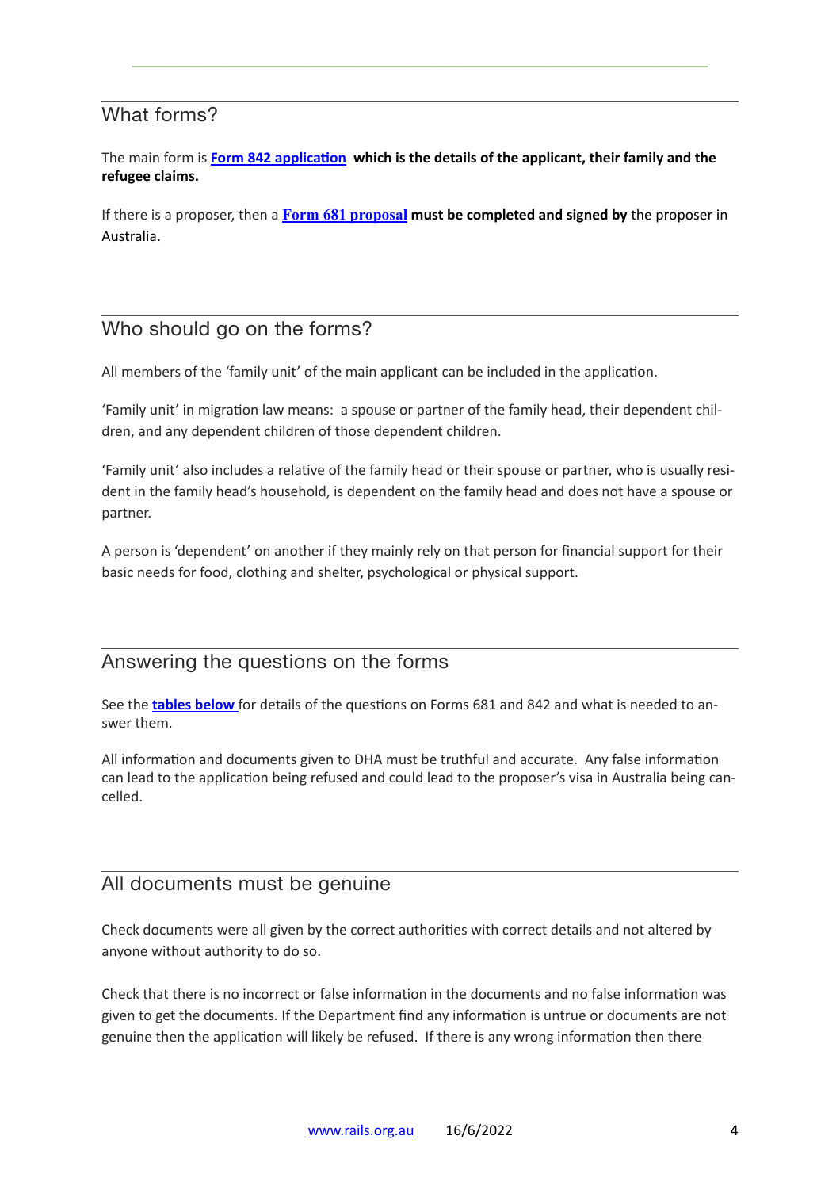## What forms?

The main form is **[Form 842 application](#)** **which is the details of the applicant, their family and the refugee claims.**

If there is a proposer, then a **[Form 681 proposal](#)** **must be completed and signed by** the proposer in Australia.

## Who should go on the forms?

All members of the 'family unit' of the main applicant can be included in the application.

'Family unit' in migration law means: a spouse or partner of the family head, their dependent children, and any dependent children of those dependent children.

'Family unit' also includes a relative of the family head or their spouse or partner, who is usually resident in the family head's household, is dependent on the family head and does not have a spouse or partner.

A person is 'dependent' on another if they mainly rely on that person for financial support for their basic needs for food, clothing and shelter, psychological or physical support.

## Answering the questions on the forms

See the **[tables below](#)** for details of the questions on Forms 681 and 842 and what is needed to answer them.

All information and documents given to DHA must be truthful and accurate. Any false information can lead to the application being refused and could lead to the proposer's visa in Australia being cancelled.

## All documents must be genuine

Check documents were all given by the correct authorities with correct details and not altered by anyone without authority to do so.

Check that there is no incorrect or false information in the documents and no false information was given to get the documents. If the Department find any information is untrue or documents are not genuine then the application will likely be refused. If there is any wrong information then there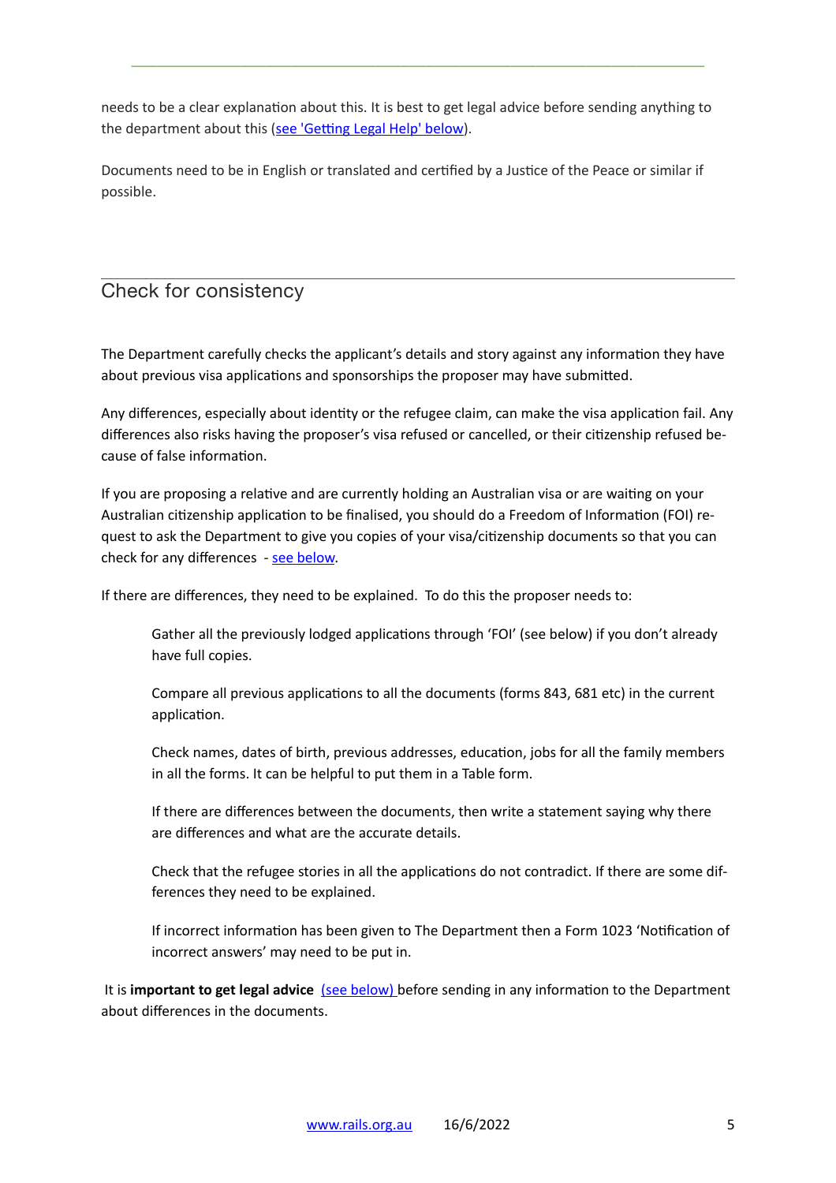needs to be a clear explanation about this. It is best to get legal advice before sending anything to the department about this ([see 'Getting Legal Help' below](#)).

Documents need to be in English or translated and certified by a Justice of the Peace or similar if possible.

## Check for consistency

The Department carefully checks the applicant's details and story against any information they have about previous visa applications and sponsorships the proposer may have submitted.

Any differences, especially about identity or the refugee claim, can make the visa application fail. Any differences also risks having the proposer's visa refused or cancelled, or their citizenship refused because of false information.

If you are proposing a relative and are currently holding an Australian visa or are waiting on your Australian citizenship application to be finalised, you should do a Freedom of Information (FOI) request to ask the Department to give you copies of your visa/citizenship documents so that you can check for any differences - [see below](#).

If there are differences, they need to be explained. To do this the proposer needs to:

> Gather all the previously lodged applications through 'FOI' (see below) if you don't already have full copies.
>
> Compare all previous applications to all the documents (forms 843, 681 etc) in the current application.
>
> Check names, dates of birth, previous addresses, education, jobs for all the family members in all the forms. It can be helpful to put them in a Table form.
>
> If there are differences between the documents, then write a statement saying why there are differences and what are the accurate details.
>
> Check that the refugee stories in all the applications do not contradict. If there are some differences they need to be explained.
>
> If incorrect information has been given to The Department then a Form 1023 'Notification of incorrect answers' may need to be put in.

It is **important to get legal advice** [(see below)](#) before sending in any information to the Department about differences in the documents.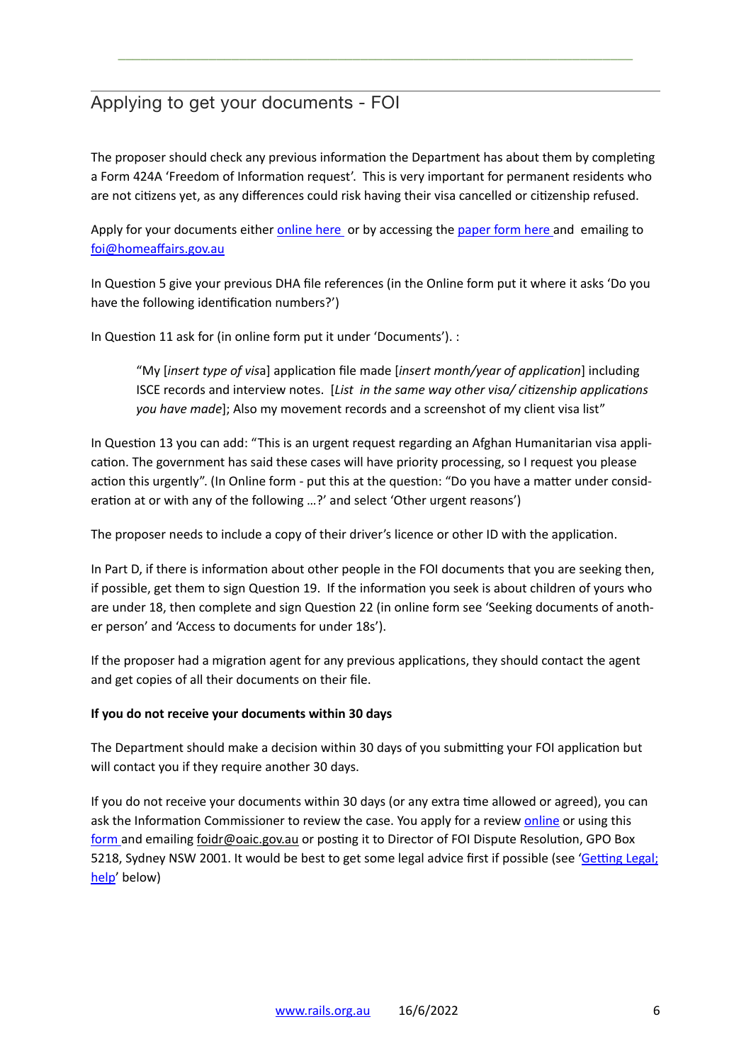## Applying to get your documents - FOI

The proposer should check any previous information the Department has about them by completing a Form 424A 'Freedom of Information request'. This is very important for permanent residents who are not citizens yet, as any differences could risk having their visa cancelled or citizenship refused.

Apply for your documents either [online here](#) or by accessing the [paper form here](#) and emailing to [foi@homeaffairs.gov.au](mailto:foi@homeaffairs.gov.au)

In Question 5 give your previous DHA file references (in the Online form put it where it asks 'Do you have the following identification numbers?')

In Question 11 ask for (in online form put it under 'Documents'). :

> "My [*insert type of visa*] application file made [*insert month/year of application*] including ISCE records and interview notes. [*List in the same way other visa/ citizenship applications you have made*]; Also my movement records and a screenshot of my client visa list"

In Question 13 you can add: "This is an urgent request regarding an Afghan Humanitarian visa application. The government has said these cases will have priority processing, so I request you please action this urgently". (In Online form - put this at the question: "Do you have a matter under consideration at or with any of the following …?' and select 'Other urgent reasons')

The proposer needs to include a copy of their driver's licence or other ID with the application.

In Part D, if there is information about other people in the FOI documents that you are seeking then, if possible, get them to sign Question 19. If the information you seek is about children of yours who are under 18, then complete and sign Question 22 (in online form see 'Seeking documents of another person' and 'Access to documents for under 18s').

If the proposer had a migration agent for any previous applications, they should contact the agent and get copies of all their documents on their file.

**If you do not receive your documents within 30 days**

The Department should make a decision within 30 days of you submitting your FOI application but will contact you if they require another 30 days.

If you do not receive your documents within 30 days (or any extra time allowed or agreed), you can ask the Information Commissioner to review the case. You apply for a review [online](#) or using this [form](#) and emailing foidr@oaic.gov.au or posting it to Director of FOI Dispute Resolution, GPO Box 5218, Sydney NSW 2001. It would be best to get some legal advice first if possible (see '[Getting Legal; help](#)' below)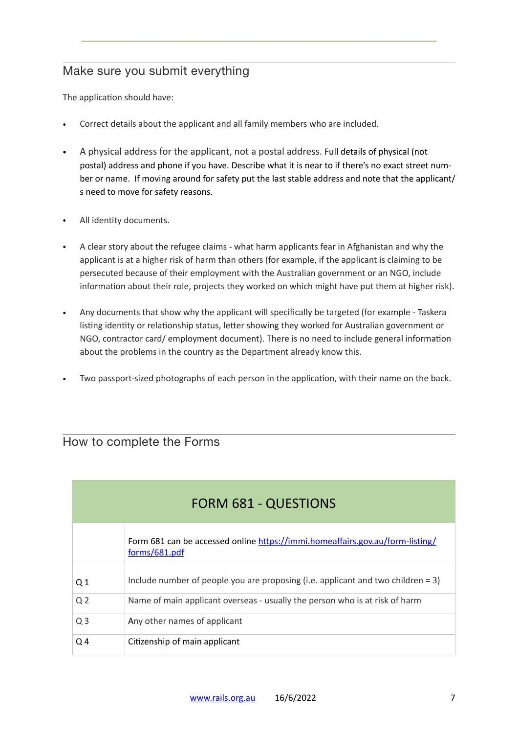## Make sure you submit everything

The application should have:

- Correct details about the applicant and all family members who are included.

- A physical address for the applicant, not a postal address. Full details of physical (not postal) address and phone if you have. Describe what it is near to if there's no exact street number or name. If moving around for safety put the last stable address and note that the applicant/s need to move for safety reasons.

- All identity documents.

- A clear story about the refugee claims - what harm applicants fear in Afghanistan and why the applicant is at a higher risk of harm than others (for example, if the applicant is claiming to be persecuted because of their employment with the Australian government or an NGO, include information about their role, projects they worked on which might have put them at higher risk).

- Any documents that show why the applicant will specifically be targeted (for example - Taskera listing identity or relationship status, letter showing they worked for Australian government or NGO, contractor card/ employment document). There is no need to include general information about the problems in the country as the Department already know this.

- Two passport-sized photographs of each person in the application, with their name on the back.

## How to complete the Forms

| FORM 681 - QUESTIONS | |
|---|---|
| | Form 681 can be accessed online [https://immi.homeaffairs.gov.au/form-listing/forms/681.pdf](https://immi.homeaffairs.gov.au/form-listing/forms/681.pdf) |
| Q 1 | Include number of people you are proposing (i.e. applicant and two children = 3) |
| Q 2 | Name of main applicant overseas - usually the person who is at risk of harm |
| Q 3 | Any other names of applicant |
| Q 4 | Citizenship of main applicant |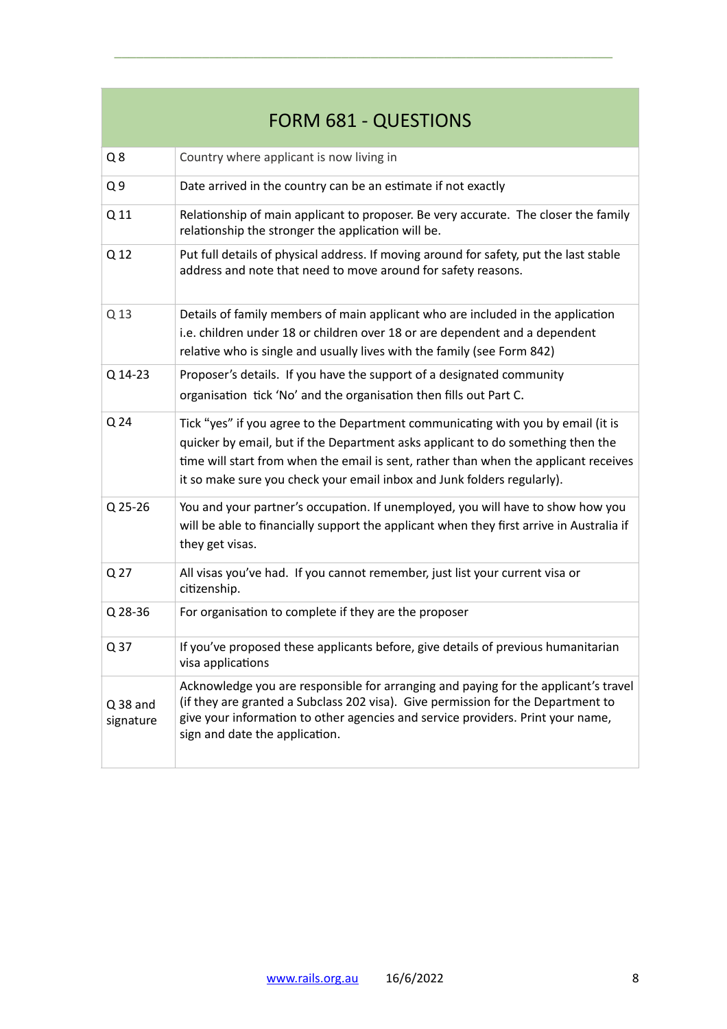| FORM 681 - QUESTIONS | |
|---|---|
| Q 8 | Country where applicant is now living in |
| Q 9 | Date arrived in the country can be an estimate if not exactly |
| Q 11 | Relationship of main applicant to proposer. Be very accurate. The closer the family relationship the stronger the application will be. |
| Q 12 | Put full details of physical address. If moving around for safety, put the last stable address and note that need to move around for safety reasons. |
| Q 13 | Details of family members of main applicant who are included in the application i.e. children under 18 or children over 18 or are dependent and a dependent relative who is single and usually lives with the family (see Form 842) |
| Q 14-23 | Proposer's details. If you have the support of a designated community organisation tick 'No' and the organisation then fills out Part C. |
| Q 24 | Tick "yes" if you agree to the Department communicating with you by email (it is quicker by email, but if the Department asks applicant to do something then the time will start from when the email is sent, rather than when the applicant receives it so make sure you check your email inbox and Junk folders regularly). |
| Q 25-26 | You and your partner's occupation. If unemployed, you will have to show how you will be able to financially support the applicant when they first arrive in Australia if they get visas. |
| Q 27 | All visas you've had. If you cannot remember, just list your current visa or citizenship. |
| Q 28-36 | For organisation to complete if they are the proposer |
| Q 37 | If you've proposed these applicants before, give details of previous humanitarian visa applications |
| Q 38 and signature | Acknowledge you are responsible for arranging and paying for the applicant's travel (if they are granted a Subclass 202 visa). Give permission for the Department to give your information to other agencies and service providers. Print your name, sign and date the application. |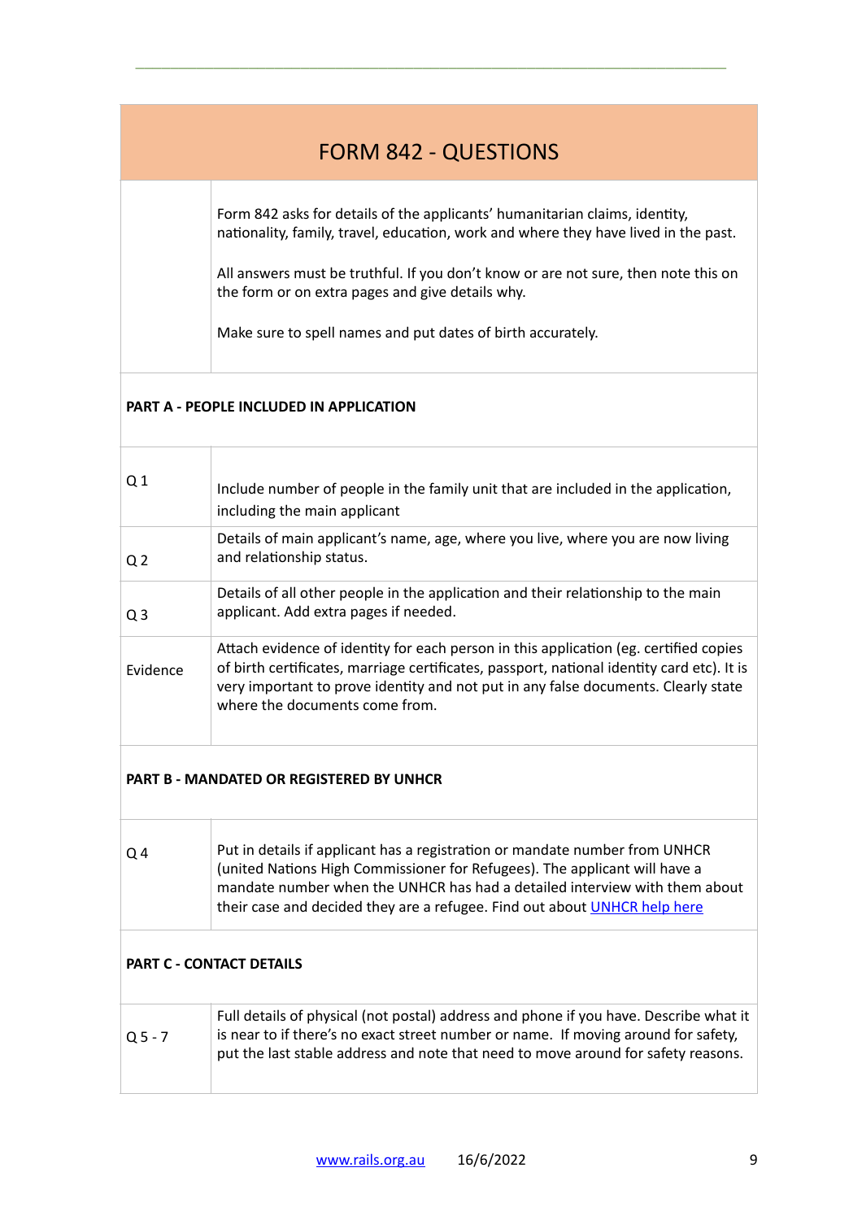# FORM 842 - QUESTIONS

| | |
|---|---|
| | Form 842 asks for details of the applicants' humanitarian claims, identity, nationality, family, travel, education, work and where they have lived in the past.<br><br>All answers must be truthful. If you don't know or are not sure, then note this on the form or on extra pages and give details why.<br><br>Make sure to spell names and put dates of birth accurately. |
| **PART A - PEOPLE INCLUDED IN APPLICATION** | |
| Q 1 | Include number of people in the family unit that are included in the application, including the main applicant |
| Q 2 | Details of main applicant's name, age, where you live, where you are now living and relationship status. |
| Q 3 | Details of all other people in the application and their relationship to the main applicant. Add extra pages if needed. |
| Evidence | Attach evidence of identity for each person in this application (eg. certified copies of birth certificates, marriage certificates, passport, national identity card etc). It is very important to prove identity and not put in any false documents. Clearly state where the documents come from. |
| **PART B - MANDATED OR REGISTERED BY UNHCR** | |
| Q 4 | Put in details if applicant has a registration or mandate number from UNHCR (united Nations High Commissioner for Refugees). The applicant will have a mandate number when the UNHCR has had a detailed interview with them about their case and decided they are a refugee. Find out about [UNHCR help here](#) |
| **PART C - CONTACT DETAILS** | |
| Q 5 - 7 | Full details of physical (not postal) address and phone if you have. Describe what it is near to if there's no exact street number or name. If moving around for safety, put the last stable address and note that need to move around for safety reasons. |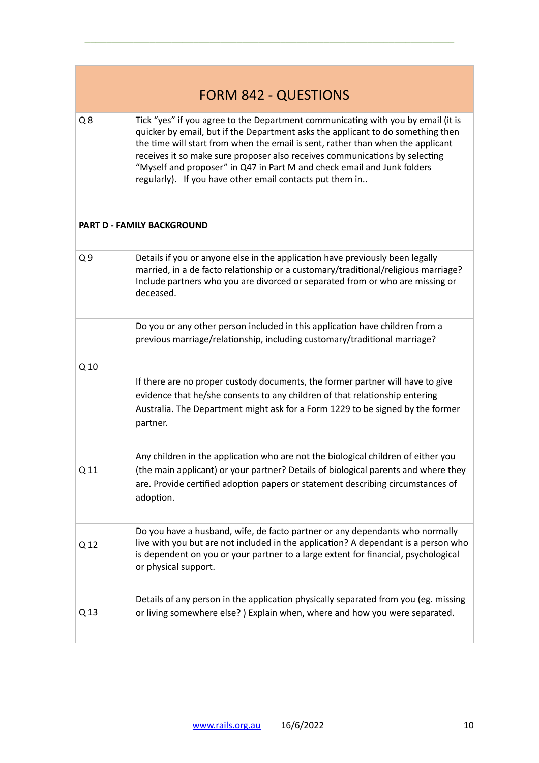| FORM 842 - QUESTIONS | |
|---|---|
| Q 8 | Tick "yes" if you agree to the Department communicating with you by email (it is quicker by email, but if the Department asks the applicant to do something then the time will start from when the email is sent, rather than when the applicant receives it so make sure proposer also receives communications by selecting "Myself and proposer" in Q47 in Part M and check email and Junk folders regularly). If you have other email contacts put them in.. |
| **PART D - FAMILY BACKGROUND** | |
| Q 9 | Details if you or anyone else in the application have previously been legally married, in a de facto relationship or a customary/traditional/religious marriage? Include partners who you are divorced or separated from or who are missing or deceased. |
| Q 10 | Do you or any other person included in this application have children from a previous marriage/relationship, including customary/traditional marriage?<br><br>If there are no proper custody documents, the former partner will have to give evidence that he/she consents to any children of that relationship entering Australia. The Department might ask for a Form 1229 to be signed by the former partner. |
| Q 11 | Any children in the application who are not the biological children of either you (the main applicant) or your partner? Details of biological parents and where they are. Provide certified adoption papers or statement describing circumstances of adoption. |
| Q 12 | Do you have a husband, wife, de facto partner or any dependants who normally live with you but are not included in the application? A dependant is a person who is dependent on you or your partner to a large extent for financial, psychological or physical support. |
| Q 13 | Details of any person in the application physically separated from you (eg. missing or living somewhere else? ) Explain when, where and how you were separated. |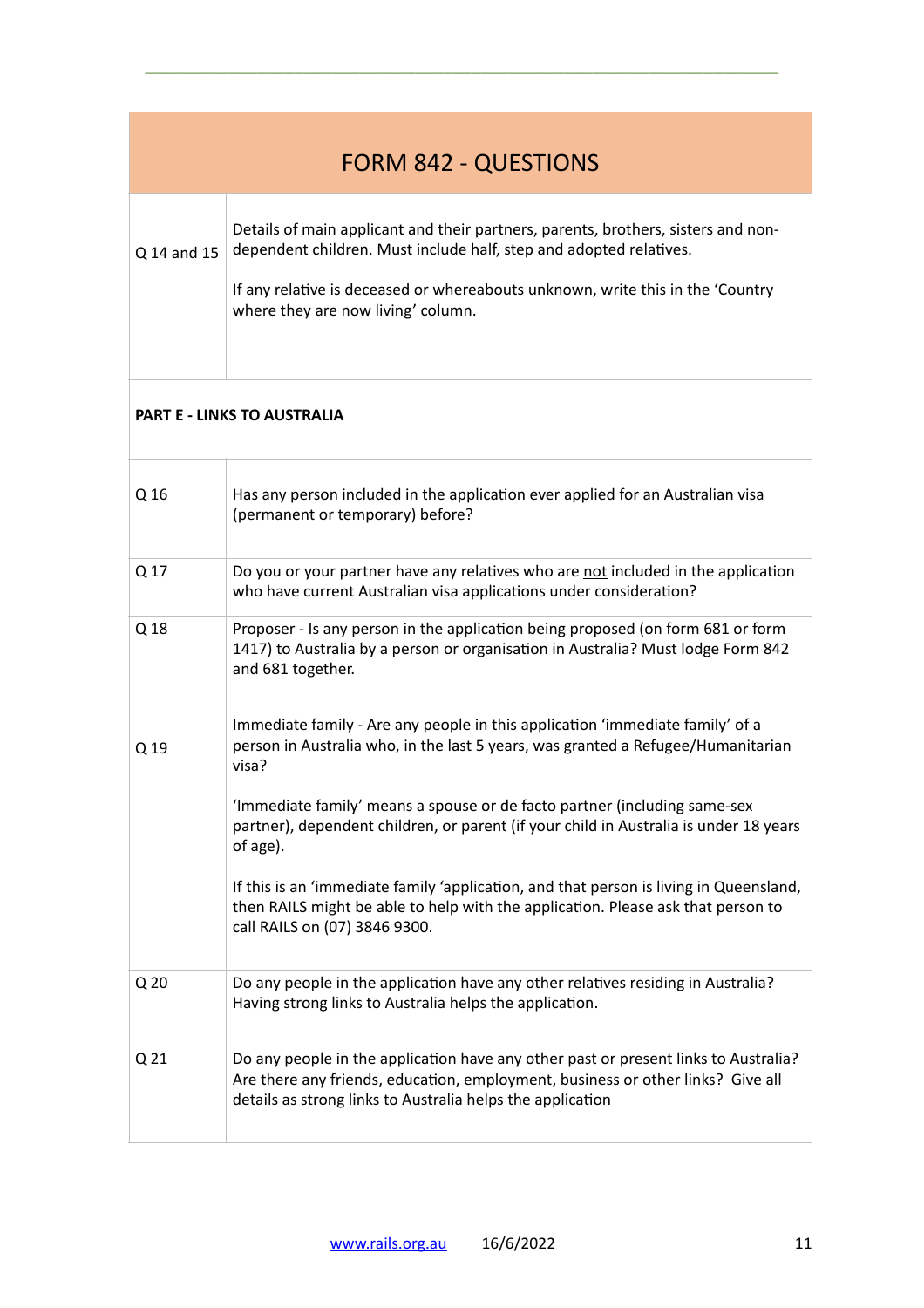| FORM 842 - QUESTIONS | |
|---|---|
| Q 14 and 15 | Details of main applicant and their partners, parents, brothers, sisters and non-dependent children. Must include half, step and adopted relatives.<br><br>If any relative is deceased or whereabouts unknown, write this in the 'Country where they are now living' column. |
| **PART E - LINKS TO AUSTRALIA** | |
| Q 16 | Has any person included in the application ever applied for an Australian visa (permanent or temporary) before? |
| Q 17 | Do you or your partner have any relatives who are <u>not</u> included in the application who have current Australian visa applications under consideration? |
| Q 18 | Proposer - Is any person in the application being proposed (on form 681 or form 1417) to Australia by a person or organisation in Australia? Must lodge Form 842 and 681 together. |
| Q 19 | Immediate family - Are any people in this application 'immediate family' of a person in Australia who, in the last 5 years, was granted a Refugee/Humanitarian visa?<br><br>'Immediate family' means a spouse or de facto partner (including same-sex partner), dependent children, or parent (if your child in Australia is under 18 years of age).<br><br>If this is an 'immediate family 'application, and that person is living in Queensland, then RAILS might be able to help with the application. Please ask that person to call RAILS on (07) 3846 9300. |
| Q 20 | Do any people in the application have any other relatives residing in Australia? Having strong links to Australia helps the application. |
| Q 21 | Do any people in the application have any other past or present links to Australia? Are there any friends, education, employment, business or other links? Give all details as strong links to Australia helps the application |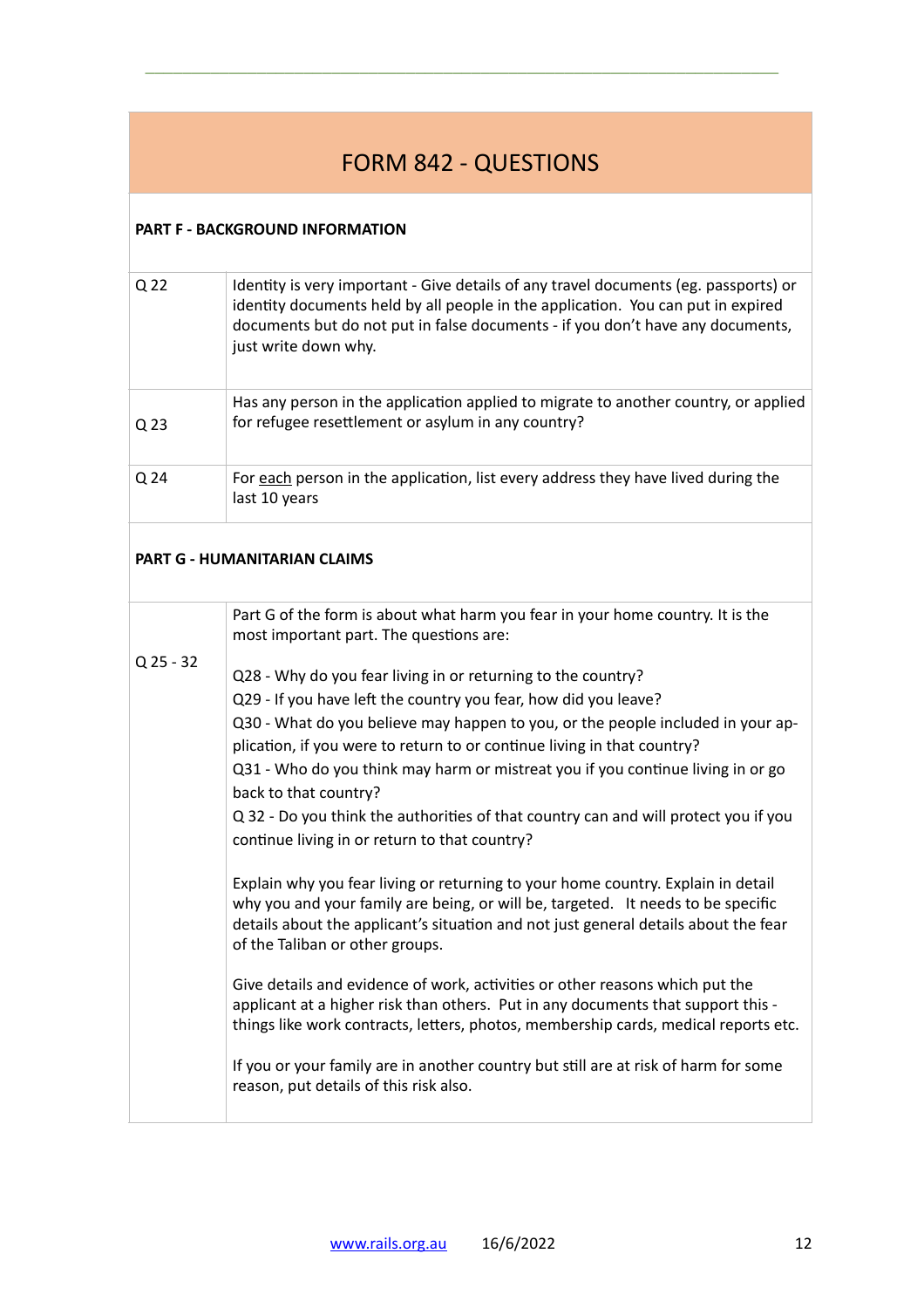# FORM 842 - QUESTIONS

**PART F - BACKGROUND INFORMATION**

| | |
|---|---|
| Q 22 | Identity is very important - Give details of any travel documents (eg. passports) or identity documents held by all people in the application. You can put in expired documents but do not put in false documents - if you don't have any documents, just write down why. |
| Q 23 | Has any person in the application applied to migrate to another country, or applied for refugee resettlement or asylum in any country? |
| Q 24 | For <u>each</u> person in the application, list every address they have lived during the last 10 years |

**PART G - HUMANITARIAN CLAIMS**

| | |
|---|---|
| Q 25 - 32 | Part G of the form is about what harm you fear in your home country. It is the most important part. The questions are:<br><br>Q28 - Why do you fear living in or returning to the country?<br>Q29 - If you have left the country you fear, how did you leave?<br>Q30 - What do you believe may happen to you, or the people included in your application, if you were to return to or continue living in that country?<br>Q31 - Who do you think may harm or mistreat you if you continue living in or go back to that country?<br>Q 32 - Do you think the authorities of that country can and will protect you if you continue living in or return to that country?<br><br>Explain why you fear living or returning to your home country. Explain in detail why you and your family are being, or will be, targeted. It needs to be specific details about the applicant's situation and not just general details about the fear of the Taliban or other groups.<br><br>Give details and evidence of work, activities or other reasons which put the applicant at a higher risk than others. Put in any documents that support this - things like work contracts, letters, photos, membership cards, medical reports etc.<br><br>If you or your family are in another country but still are at risk of harm for some reason, put details of this risk also. |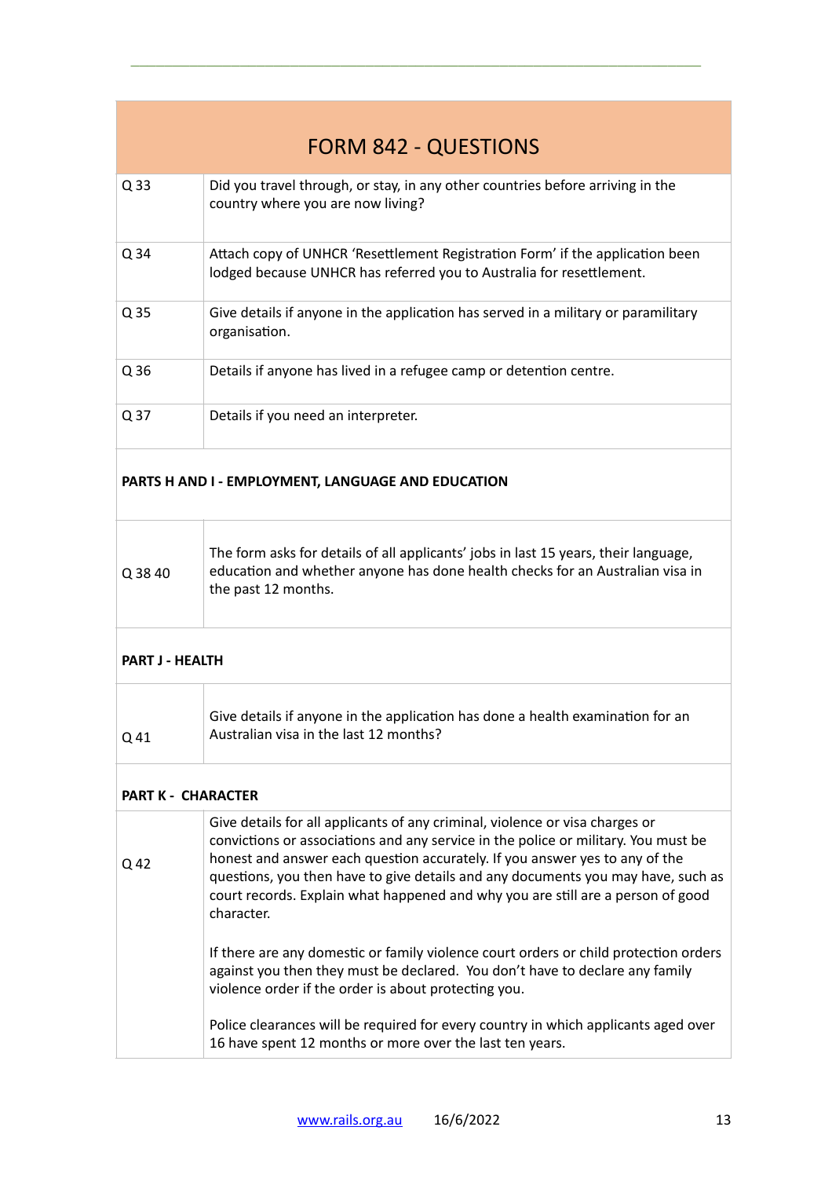| FORM 842 - QUESTIONS | |
|---|---|
| Q 33 | Did you travel through, or stay, in any other countries before arriving in the country where you are now living? |
| Q 34 | Attach copy of UNHCR 'Resettlement Registration Form' if the application been lodged because UNHCR has referred you to Australia for resettlement. |
| Q 35 | Give details if anyone in the application has served in a military or paramilitary organisation. |
| Q 36 | Details if anyone has lived in a refugee camp or detention centre. |
| Q 37 | Details if you need an interpreter. |
| **PARTS H AND I - EMPLOYMENT, LANGUAGE AND EDUCATION** | |
| Q 38 40 | The form asks for details of all applicants' jobs in last 15 years, their language, education and whether anyone has done health checks for an Australian visa in the past 12 months. |
| **PART J - HEALTH** | |
| Q 41 | Give details if anyone in the application has done a health examination for an Australian visa in the last 12 months? |
| **PART K - CHARACTER** | |
| Q 42 | Give details for all applicants of any criminal, violence or visa charges or convictions or associations and any service in the police or military. You must be honest and answer each question accurately. If you answer yes to any of the questions, you then have to give details and any documents you may have, such as court records. Explain what happened and why you are still are a person of good character.<br><br>If there are any domestic or family violence court orders or child protection orders against you then they must be declared. You don't have to declare any family violence order if the order is about protecting you.<br><br>Police clearances will be required for every country in which applicants aged over 16 have spent 12 months or more over the last ten years. |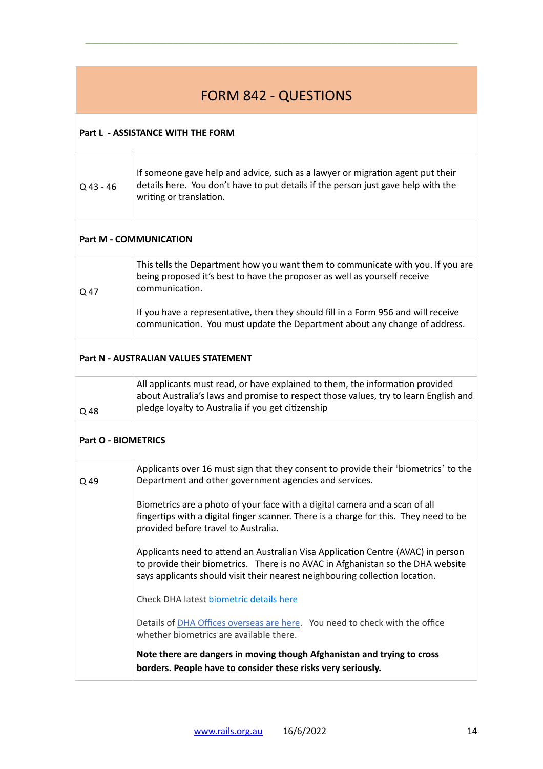# FORM 842 - QUESTIONS

## Part L - ASSISTANCE WITH THE FORM

| | |
|---|---|
| Q 43 - 46 | If someone gave help and advice, such as a lawyer or migration agent put their details here. You don't have to put details if the person just gave help with the writing or translation. |

## Part M - COMMUNICATION

| | |
|---|---|
| Q 47 | This tells the Department how you want them to communicate with you. If you are being proposed it's best to have the proposer as well as yourself receive communication.<br><br>If you have a representative, then they should fill in a Form 956 and will receive communication. You must update the Department about any change of address. |

## Part N - AUSTRALIAN VALUES STATEMENT

| | |
|---|---|
| Q 48 | All applicants must read, or have explained to them, the information provided about Australia's laws and promise to respect those values, try to learn English and pledge loyalty to Australia if you get citizenship |

## Part O - BIOMETRICS

| | |
|---|---|
| Q 49 | Applicants over 16 must sign that they consent to provide their 'biometrics' to the Department and other government agencies and services.<br><br>Biometrics are a photo of your face with a digital camera and a scan of all fingertips with a digital finger scanner. There is a charge for this. They need to be provided before travel to Australia.<br><br>Applicants need to attend an Australian Visa Application Centre (AVAC) in person to provide their biometrics. There is no AVAC in Afghanistan so the DHA website says applicants should visit their nearest neighbouring collection location.<br><br>Check DHA latest biometric details here<br><br>Details of DHA Offices overseas are here. You need to check with the office whether biometrics are available there.<br><br>**Note there are dangers in moving though Afghanistan and trying to cross borders. People have to consider these risks very seriously.** |

www.rails.org.au 16/6/2022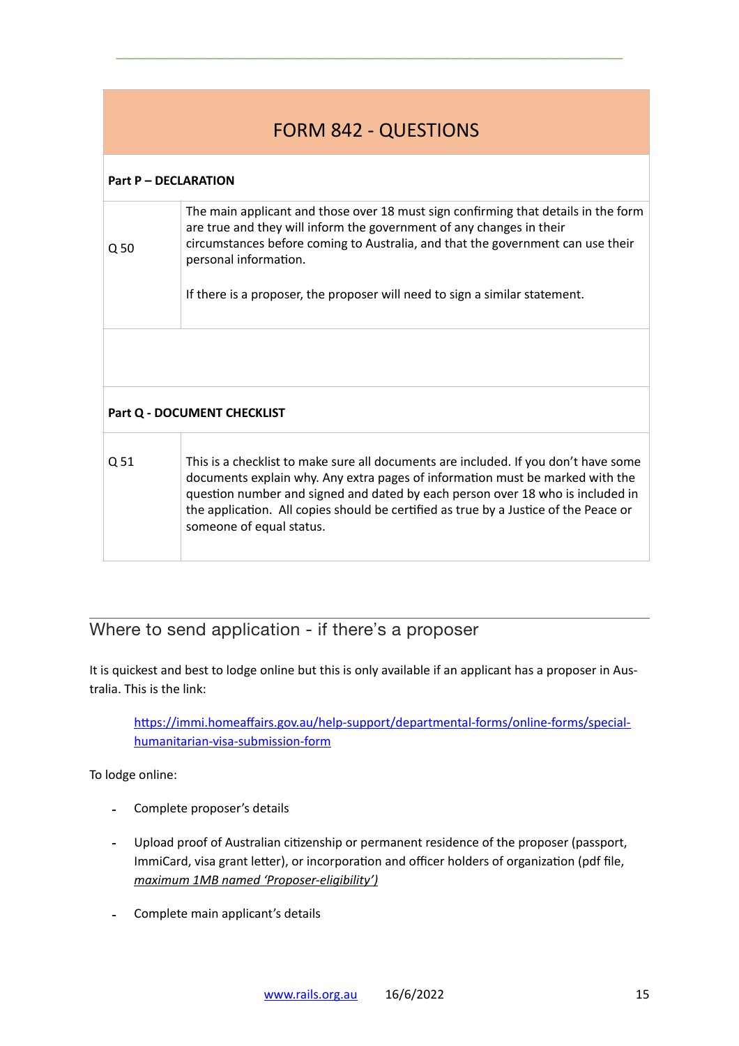| FORM 842 - QUESTIONS | |
|---|---|
| **Part P – DECLARATION** | |
| Q 50 | The main applicant and those over 18 must sign confirming that details in the form are true and they will inform the government of any changes in their circumstances before coming to Australia, and that the government can use their personal information.<br><br>If there is a proposer, the proposer will need to sign a similar statement. |
| | |
| **Part Q - DOCUMENT CHECKLIST** | |
| Q 51 | This is a checklist to make sure all documents are included. If you don't have some documents explain why. Any extra pages of information must be marked with the question number and signed and dated by each person over 18 who is included in the application. All copies should be certified as true by a Justice of the Peace or someone of equal status. |

## Where to send application - if there's a proposer

It is quickest and best to lodge online but this is only available if an applicant has a proposer in Australia. This is the link:

> https://immi.homeaffairs.gov.au/help-support/departmental-forms/online-forms/special-humanitarian-visa-submission-form

To lodge online:

- Complete proposer's details
- Upload proof of Australian citizenship or permanent residence of the proposer (passport, ImmiCard, visa grant letter), or incorporation and officer holders of organization (pdf file, *maximum 1MB named 'Proposer-eligibility')*
- Complete main applicant's details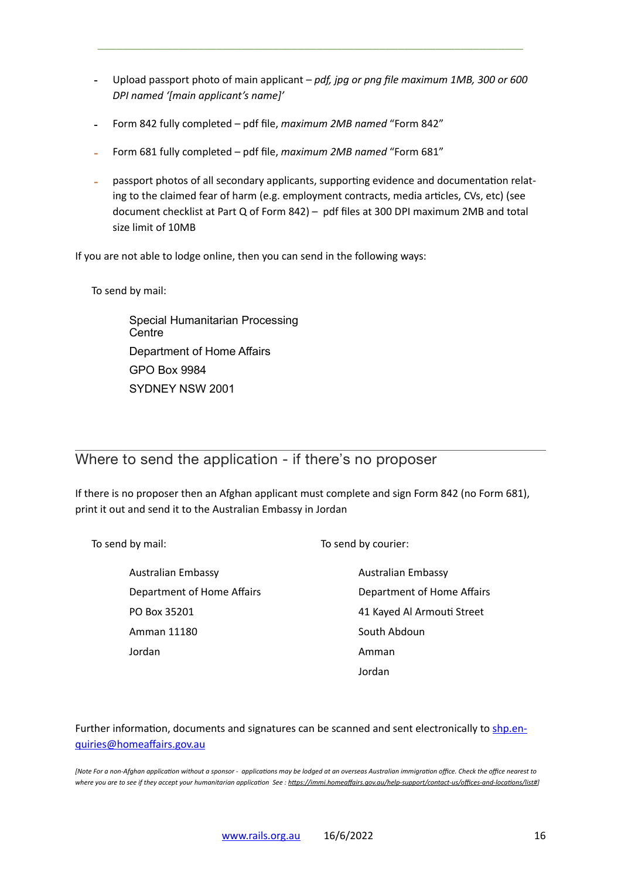- Upload passport photo of main applicant – *pdf, jpg or png file maximum 1MB, 300 or 600 DPI named '[main applicant's name]'*
- Form 842 fully completed – pdf file, *maximum 2MB named* "Form 842"
- Form 681 fully completed – pdf file, *maximum 2MB named* "Form 681"
- passport photos of all secondary applicants, supporting evidence and documentation relating to the claimed fear of harm (e.g. employment contracts, media articles, CVs, etc) (see document checklist at Part Q of Form 842) – pdf files at 300 DPI maximum 2MB and total size limit of 10MB

If you are not able to lodge online, then you can send in the following ways:

To send by mail:

> Special Humanitarian Processing Centre
> Department of Home Affairs
> GPO Box 9984
> SYDNEY NSW 2001

## Where to send the application - if there's no proposer

If there is no proposer then an Afghan applicant must complete and sign Form 842 (no Form 681), print it out and send it to the Australian Embassy in Jordan

To send by mail:

> Australian Embassy
> Department of Home Affairs
> PO Box 35201
> Amman 11180
> Jordan

To send by courier:

> Australian Embassy
> Department of Home Affairs
> 41 Kayed Al Armouti Street
> South Abdoun
> Amman
> Jordan

Further information, documents and signatures can be scanned and sent electronically to shp.enquiries@homeaffairs.gov.au

*[Note For a non-Afghan application without a sponsor - applications may be lodged at an overseas Australian immigration office. Check the office nearest to where you are to see if they accept your humanitarian application See : https://immi.homeaffairs.gov.au/help-support/contact-us/offices-and-locations/list#]*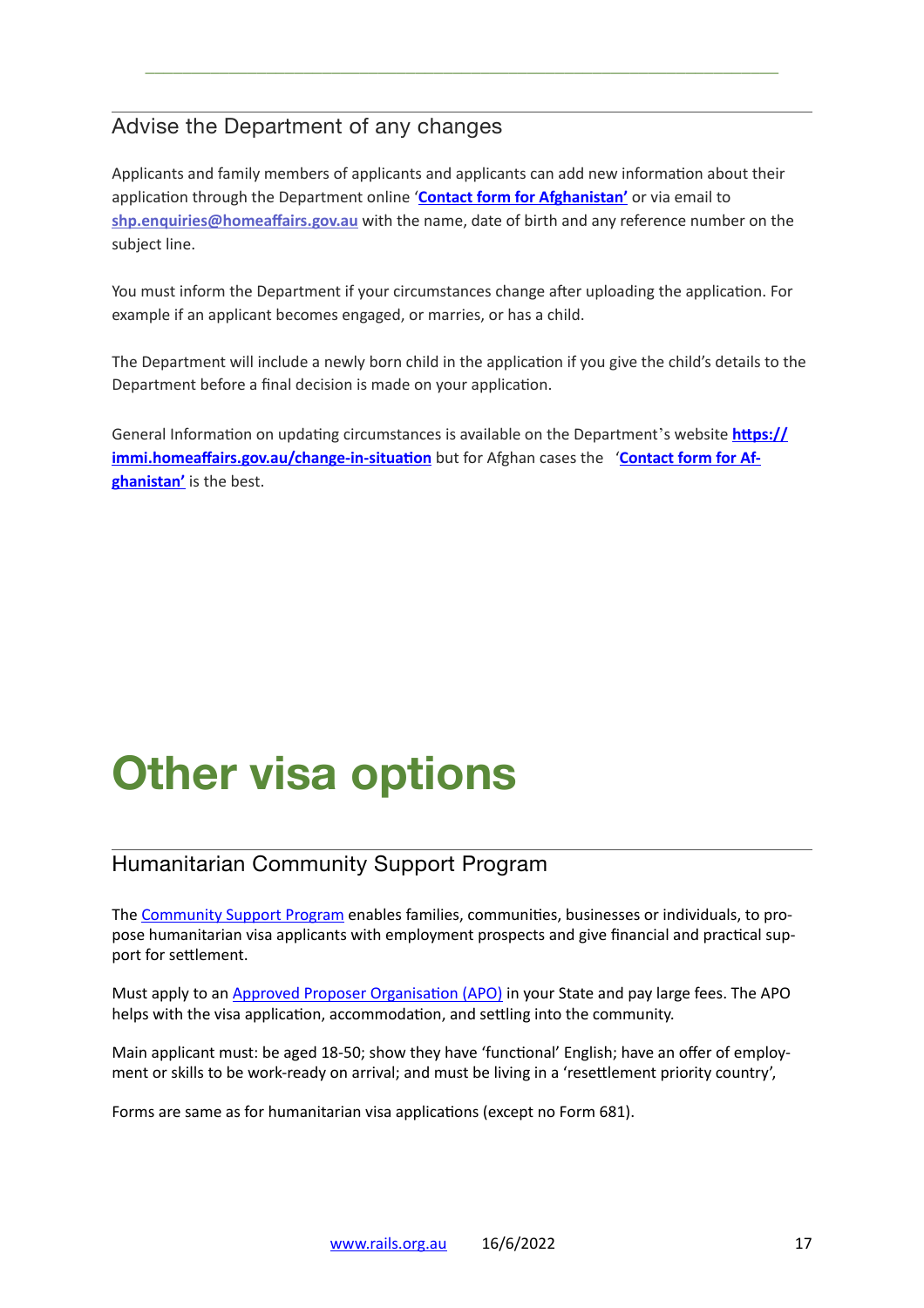## Advise the Department of any changes

Applicants and family members of applicants and applicants can add new information about their application through the Department online '**Contact form for Afghanistan'** or via email to **shp.enquiries@homeaffairs.gov.au** with the name, date of birth and any reference number on the subject line.

You must inform the Department if your circumstances change after uploading the application. For example if an applicant becomes engaged, or marries, or has a child.

The Department will include a newly born child in the application if you give the child's details to the Department before a final decision is made on your application.

General Information on updating circumstances is available on the Department's website **https://immi.homeaffairs.gov.au/change-in-situation** but for Afghan cases the '**Contact form for Afghanistan'** is the best.

# Other visa options

## Humanitarian Community Support Program

The Community Support Program enables families, communities, businesses or individuals, to propose humanitarian visa applicants with employment prospects and give financial and practical support for settlement.

Must apply to an Approved Proposer Organisation (APO) in your State and pay large fees. The APO helps with the visa application, accommodation, and settling into the community.

Main applicant must: be aged 18-50; show they have 'functional' English; have an offer of employment or skills to be work-ready on arrival; and must be living in a 'resettlement priority country',

Forms are same as for humanitarian visa applications (except no Form 681).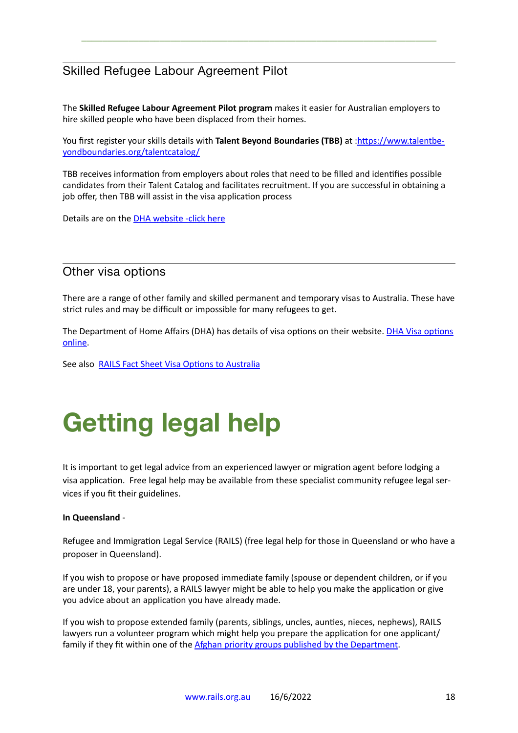## Skilled Refugee Labour Agreement Pilot

The **Skilled Refugee Labour Agreement Pilot program** makes it easier for Australian employers to hire skilled people who have been displaced from their homes.

You first register your skills details with **Talent Beyond Boundaries (TBB)** at :[https://www.talentbeyondboundaries.org/talentcatalog/](https://www.talentbeyondboundaries.org/talentcatalog/)

TBB receives information from employers about roles that need to be filled and identifies possible candidates from their Talent Catalog and facilitates recruitment. If you are successful in obtaining a job offer, then TBB will assist in the visa application process

Details are on the DHA website -click here

## Other visa options

There are a range of other family and skilled permanent and temporary visas to Australia. These have strict rules and may be difficult or impossible for many refugees to get.

The Department of Home Affairs (DHA) has details of visa options on their website. DHA Visa options online.

See also RAILS Fact Sheet Visa Options to Australia

# Getting legal help

It is important to get legal advice from an experienced lawyer or migration agent before lodging a visa application. Free legal help may be available from these specialist community refugee legal services if you fit their guidelines.

**In Queensland** -

Refugee and Immigration Legal Service (RAILS) (free legal help for those in Queensland or who have a proposer in Queensland).

If you wish to propose or have proposed immediate family (spouse or dependent children, or if you are under 18, your parents), a RAILS lawyer might be able to help you make the application or give you advice about an application you have already made.

If you wish to propose extended family (parents, siblings, uncles, aunties, nieces, nephews), RAILS lawyers run a volunteer program which might help you prepare the application for one applicant/family if they fit within one of the Afghan priority groups published by the Department.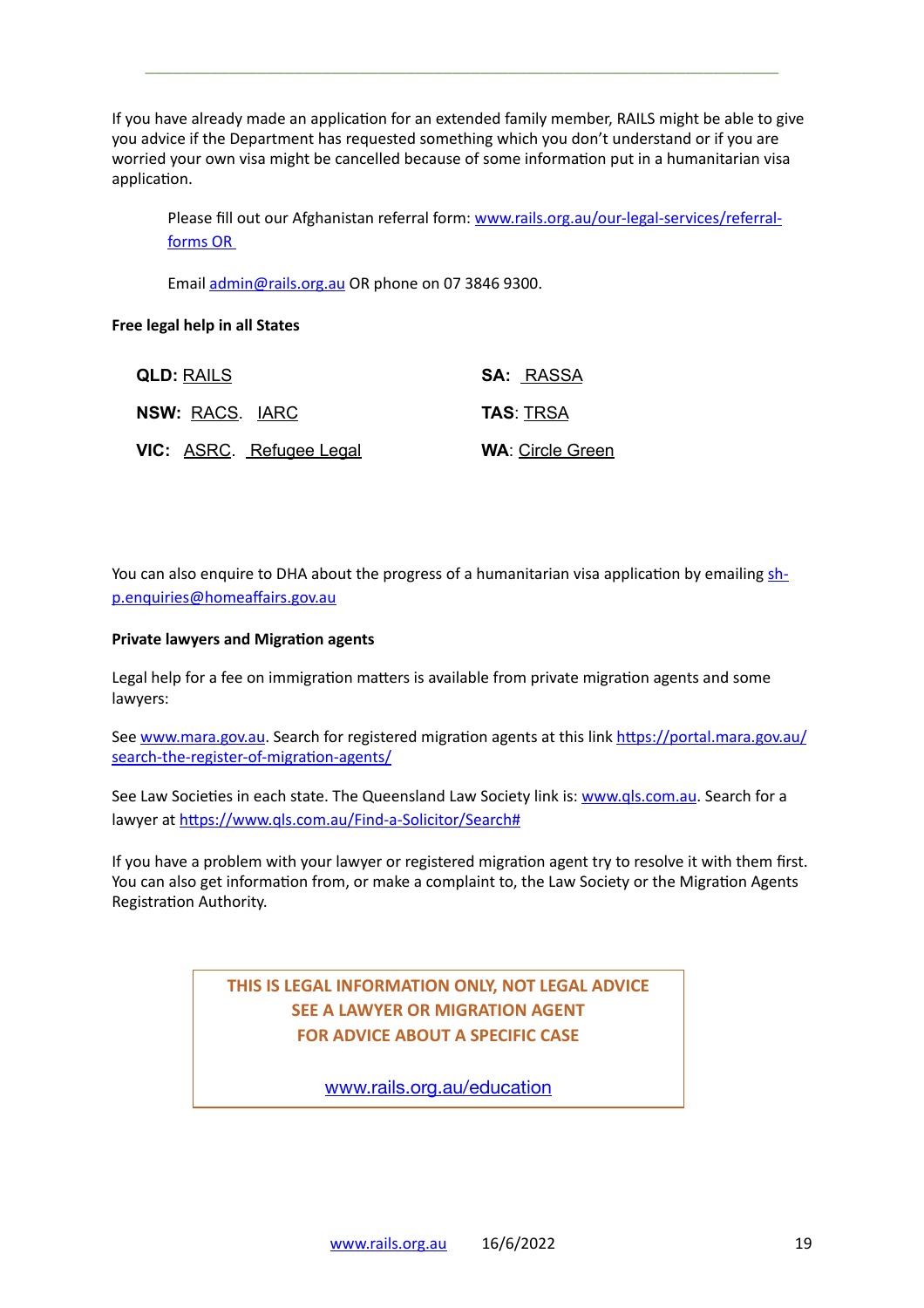If you have already made an application for an extended family member, RAILS might be able to give you advice if the Department has requested something which you don't understand or if you are worried your own visa might be cancelled because of some information put in a humanitarian visa application.

> Please fill out our Afghanistan referral form: www.rails.org.au/our-legal-services/referral-forms OR
>
> Email admin@rails.org.au OR phone on 07 3846 9300.

**Free legal help in all States**

| | |
|---|---|
| **QLD:** RAILS | **SA:** RASSA |
| **NSW:** RACS. IARC | **TAS**: TRSA |
| **VIC:** ASRC. Refugee Legal | **WA**: Circle Green |

You can also enquire to DHA about the progress of a humanitarian visa application by emailing sh-p.enquiries@homeaffairs.gov.au

**Private lawyers and Migration agents**

Legal help for a fee on immigration matters is available from private migration agents and some lawyers:

See www.mara.gov.au. Search for registered migration agents at this link https://portal.mara.gov.au/search-the-register-of-migration-agents/

See Law Societies in each state. The Queensland Law Society link is: www.qls.com.au. Search for a lawyer at https://www.qls.com.au/Find-a-Solicitor/Search#

If you have a problem with your lawyer or registered migration agent try to resolve it with them first. You can also get information from, or make a complaint to, the Law Society or the Migration Agents Registration Authority.

**THIS IS LEGAL INFORMATION ONLY, NOT LEGAL ADVICE**
**SEE A LAWYER OR MIGRATION AGENT**
**FOR ADVICE ABOUT A SPECIFIC CASE**

www.rails.org.au/education